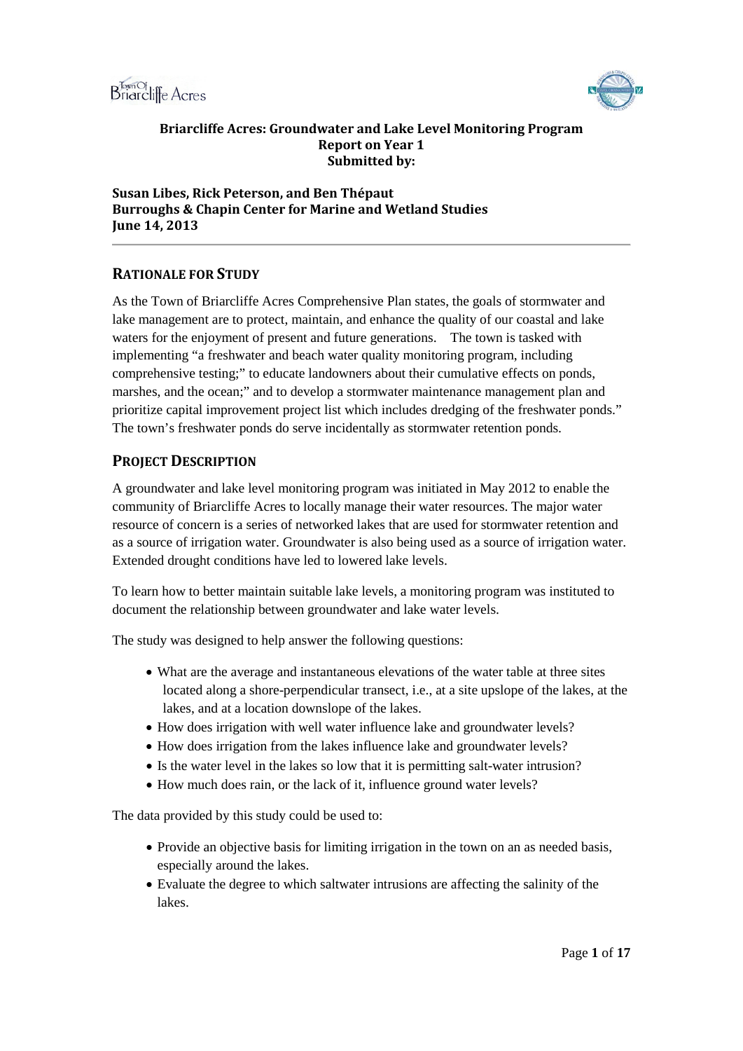**Briarcliffe Acres: Groundwater and Lake Level Monitoring Program**
**Report on Year 1**
**Submitted by:**

**Susan Libes, Rick Peterson, and Ben Thépaut**
**Burroughs & Chapin Center for Marine and Wetland Studies**
**June 14, 2013**

---

## RATIONALE FOR STUDY

As the Town of Briarcliffe Acres Comprehensive Plan states, the goals of stormwater and lake management are to protect, maintain, and enhance the quality of our coastal and lake waters for the enjoyment of present and future generations. The town is tasked with implementing "a freshwater and beach water quality monitoring program, including comprehensive testing;" to educate landowners about their cumulative effects on ponds, marshes, and the ocean;" and to develop a stormwater maintenance management plan and prioritize capital improvement project list which includes dredging of the freshwater ponds." The town's freshwater ponds do serve incidentally as stormwater retention ponds.

## PROJECT DESCRIPTION

A groundwater and lake level monitoring program was initiated in May 2012 to enable the community of Briarcliffe Acres to locally manage their water resources. The major water resource of concern is a series of networked lakes that are used for stormwater retention and as a source of irrigation water. Groundwater is also being used as a source of irrigation water. Extended drought conditions have led to lowered lake levels.

To learn how to better maintain suitable lake levels, a monitoring program was instituted to document the relationship between groundwater and lake water levels.

The study was designed to help answer the following questions:

- What are the average and instantaneous elevations of the water table at three sites located along a shore-perpendicular transect, i.e., at a site upslope of the lakes, at the lakes, and at a location downslope of the lakes.
- How does irrigation with well water influence lake and groundwater levels?
- How does irrigation from the lakes influence lake and groundwater levels?
- Is the water level in the lakes so low that it is permitting salt-water intrusion?
- How much does rain, or the lack of it, influence ground water levels?

The data provided by this study could be used to:

- Provide an objective basis for limiting irrigation in the town on an as needed basis, especially around the lakes.
- Evaluate the degree to which saltwater intrusions are affecting the salinity of the lakes.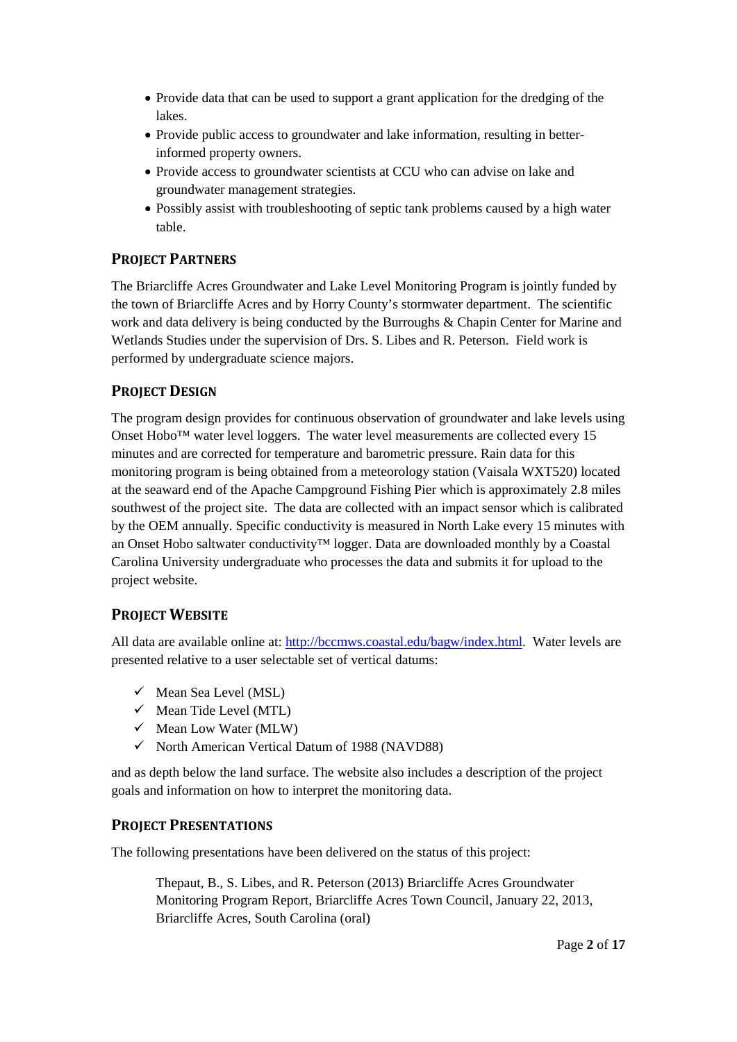- Provide data that can be used to support a grant application for the dredging of the lakes.
- Provide public access to groundwater and lake information, resulting in better-informed property owners.
- Provide access to groundwater scientists at CCU who can advise on lake and groundwater management strategies.
- Possibly assist with troubleshooting of septic tank problems caused by a high water table.

## Project Partners

The Briarcliffe Acres Groundwater and Lake Level Monitoring Program is jointly funded by the town of Briarcliffe Acres and by Horry County's stormwater department. The scientific work and data delivery is being conducted by the Burroughs & Chapin Center for Marine and Wetlands Studies under the supervision of Drs. S. Libes and R. Peterson. Field work is performed by undergraduate science majors.

## Project Design

The program design provides for continuous observation of groundwater and lake levels using Onset Hobo™ water level loggers. The water level measurements are collected every 15 minutes and are corrected for temperature and barometric pressure. Rain data for this monitoring program is being obtained from a meteorology station (Vaisala WXT520) located at the seaward end of the Apache Campground Fishing Pier which is approximately 2.8 miles southwest of the project site. The data are collected with an impact sensor which is calibrated by the OEM annually. Specific conductivity is measured in North Lake every 15 minutes with an Onset Hobo saltwater conductivity™ logger. Data are downloaded monthly by a Coastal Carolina University undergraduate who processes the data and submits it for upload to the project website.

## Project Website

All data are available online at: [http://bccmws.coastal.edu/bagw/index.html](http://bccmws.coastal.edu/bagw/index.html). Water levels are presented relative to a user selectable set of vertical datums:

- ✓ Mean Sea Level (MSL)
- ✓ Mean Tide Level (MTL)
- ✓ Mean Low Water (MLW)
- ✓ North American Vertical Datum of 1988 (NAVD88)

and as depth below the land surface. The website also includes a description of the project goals and information on how to interpret the monitoring data.

## Project Presentations

The following presentations have been delivered on the status of this project:

> Thepaut, B., S. Libes, and R. Peterson (2013) Briarcliffe Acres Groundwater Monitoring Program Report, Briarcliffe Acres Town Council, January 22, 2013, Briarcliffe Acres, South Carolina (oral)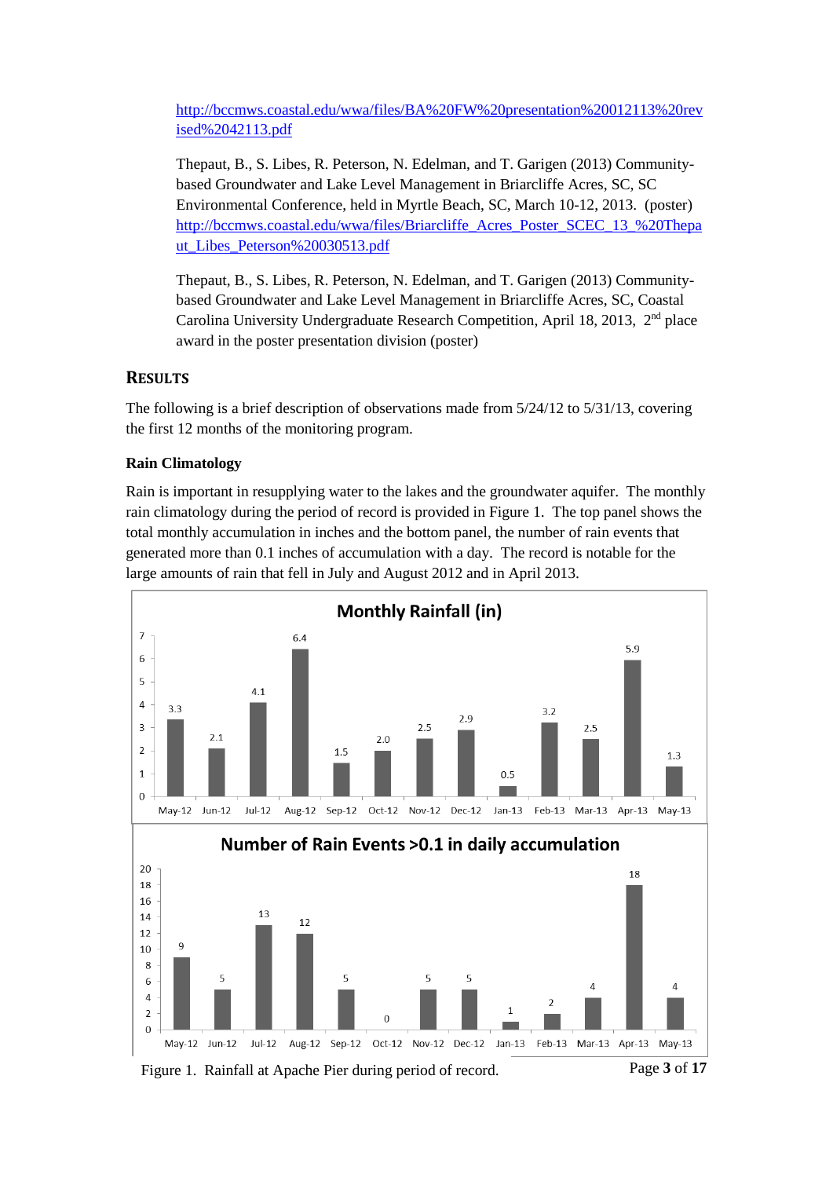http://bccmws.coastal.edu/wwa/files/BA%20FW%20presentation%20012113%20revised%2042113.pdf

Thepaut, B., S. Libes, R. Peterson, N. Edelman, and T. Garigen (2013) Community-based Groundwater and Lake Level Management in Briarcliffe Acres, SC, SC Environmental Conference, held in Myrtle Beach, SC, March 10-12, 2013. (poster) http://bccmws.coastal.edu/wwa/files/Briarcliffe_Acres_Poster_SCEC_13_%20Thepaut_Libes_Peterson%20030513.pdf

Thepaut, B., S. Libes, R. Peterson, N. Edelman, and T. Garigen (2013) Community-based Groundwater and Lake Level Management in Briarcliffe Acres, SC, Coastal Carolina University Undergraduate Research Competition, April 18, 2013, 2[nd] place award in the poster presentation division (poster)

## RESULTS

The following is a brief description of observations made from 5/24/12 to 5/31/13, covering the first 12 months of the monitoring program.

### Rain Climatology

Rain is important in resupplying water to the lakes and the groundwater aquifer. The monthly rain climatology during the period of record is provided in Figure 1. The top panel shows the total monthly accumulation in inches and the bottom panel, the number of rain events that generated more than 0.1 inches of accumulation with a day. The record is notable for the large amounts of rain that fell in July and August 2012 and in April 2013.

**Monthly Rainfall (in)**

| Month | May-12 | Jun-12 | Jul-12 | Aug-12 | Sep-12 | Oct-12 | Nov-12 | Dec-12 | Jan-13 | Feb-13 | Mar-13 | Apr-13 | May-13 |
|---|---|---|---|---|---|---|---|---|---|---|---|---|---|
| Rainfall (in) | 3.3 | 2.1 | 4.1 | 6.4 | 1.5 | 2.0 | 2.5 | 2.9 | 0.5 | 3.2 | 2.5 | 5.9 | 1.3 |

**Number of Rain Events >0.1 in daily accumulation**

| Month | May-12 | Jun-12 | Jul-12 | Aug-12 | Sep-12 | Oct-12 | Nov-12 | Dec-12 | Jan-13 | Feb-13 | Mar-13 | Apr-13 | May-13 |
|---|---|---|---|---|---|---|---|---|---|---|---|---|---|
| Events | 9 | 5 | 13 | 12 | 5 | 0 | 5 | 5 | 1 | 2 | 4 | 18 | 4 |

Figure 1. Rainfall at Apache Pier during period of record.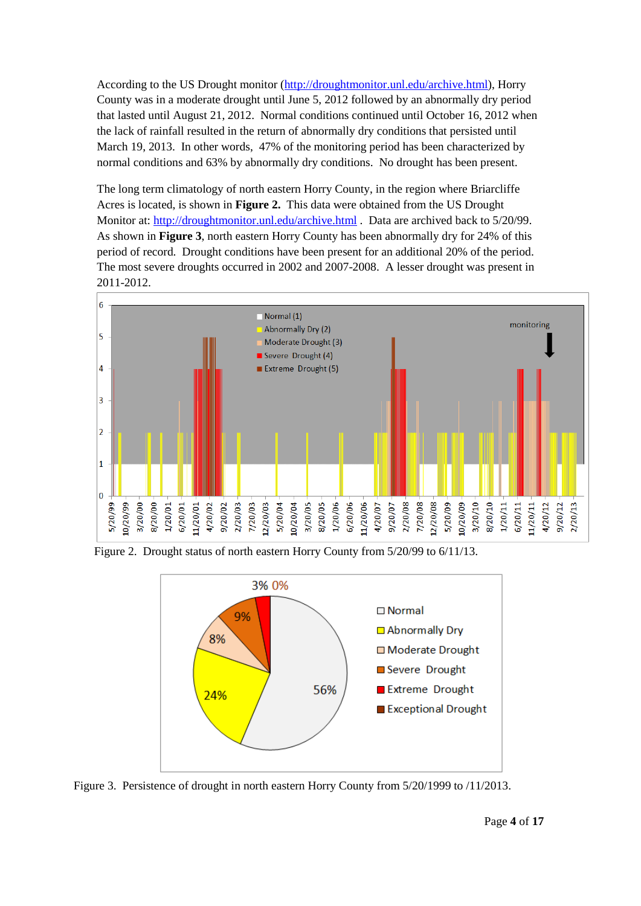According to the US Drought monitor (http://droughtmonitor.unl.edu/archive.html), Horry County was in a moderate drought until June 5, 2012 followed by an abnormally dry period that lasted until August 21, 2012. Normal conditions continued until October 16, 2012 when the lack of rainfall resulted in the return of abnormally dry conditions that persisted until March 19, 2013. In other words, 47% of the monitoring period has been characterized by normal conditions and 63% by abnormally dry conditions. No drought has been present.

The long term climatology of north eastern Horry County, in the region where Briarcliffe Acres is located, is shown in **Figure 2.** This data were obtained from the US Drought Monitor at: http://droughtmonitor.unl.edu/archive.html . Data are archived back to 5/20/99. As shown in **Figure 3**, north eastern Horry County has been abnormally dry for 24% of this period of record. Drought conditions have been present for an additional 20% of the period. The most severe droughts occurred in 2002 and 2007-2008. A lesser drought was present in 2011-2012.

Figure 2. Drought status of north eastern Horry County from 5/20/99 to 6/11/13.

Figure 3. Persistence of drought in north eastern Horry County from 5/20/1999 to /11/2013.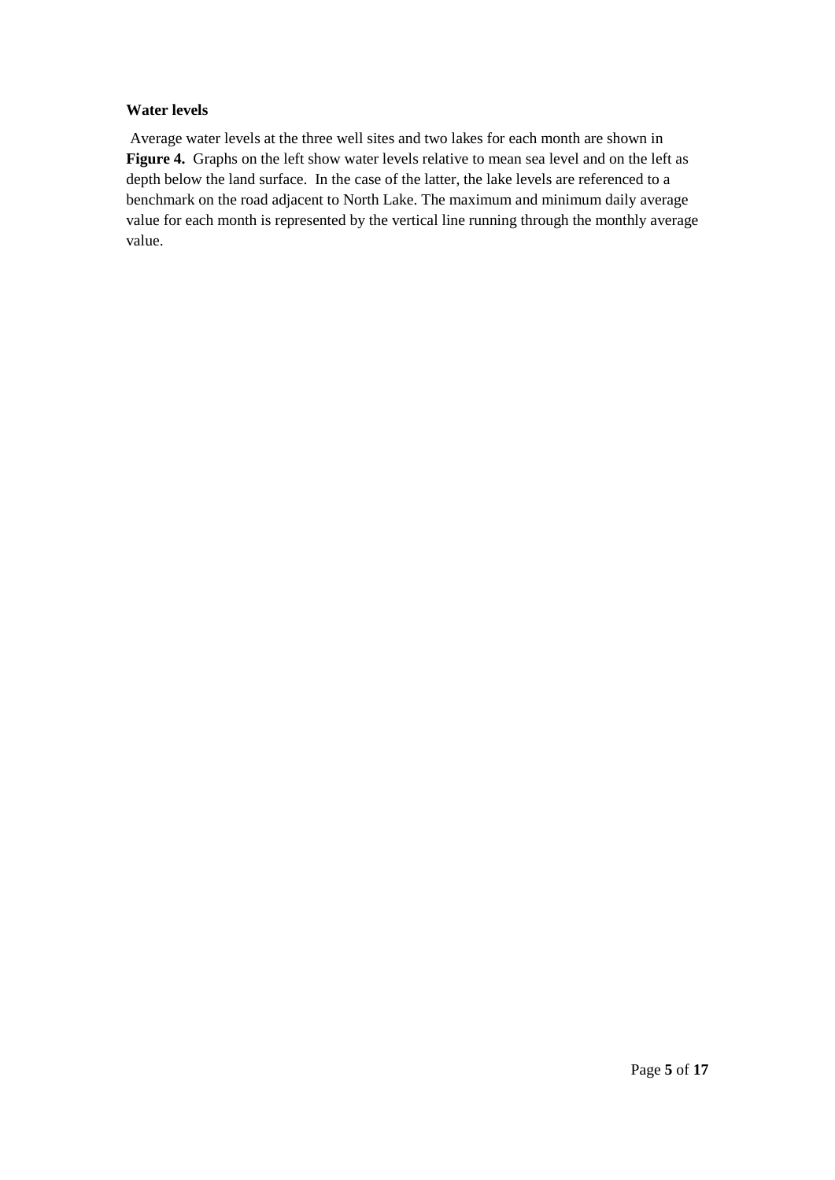**Water levels**

Average water levels at the three well sites and two lakes for each month are shown in **Figure 4.** Graphs on the left show water levels relative to mean sea level and on the left as depth below the land surface. In the case of the latter, the lake levels are referenced to a benchmark on the road adjacent to North Lake. The maximum and minimum daily average value for each month is represented by the vertical line running through the monthly average value.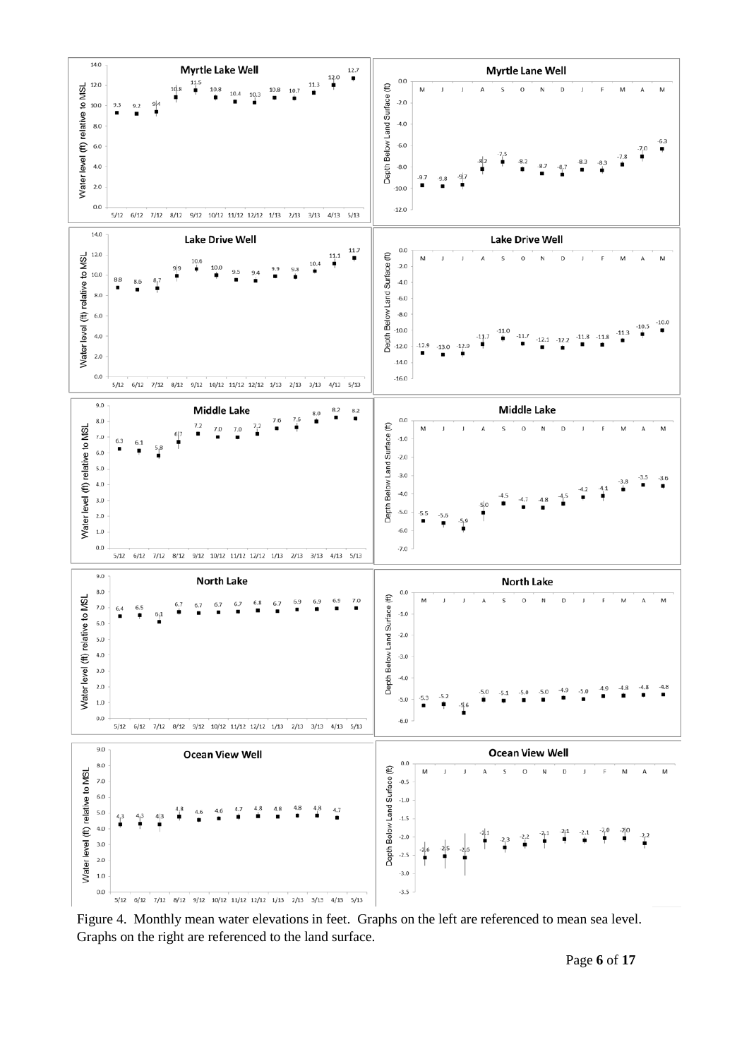Figure 4. Monthly mean water elevations in feet. Graphs on the left are referenced to mean sea level. Graphs on the right are referenced to the land surface.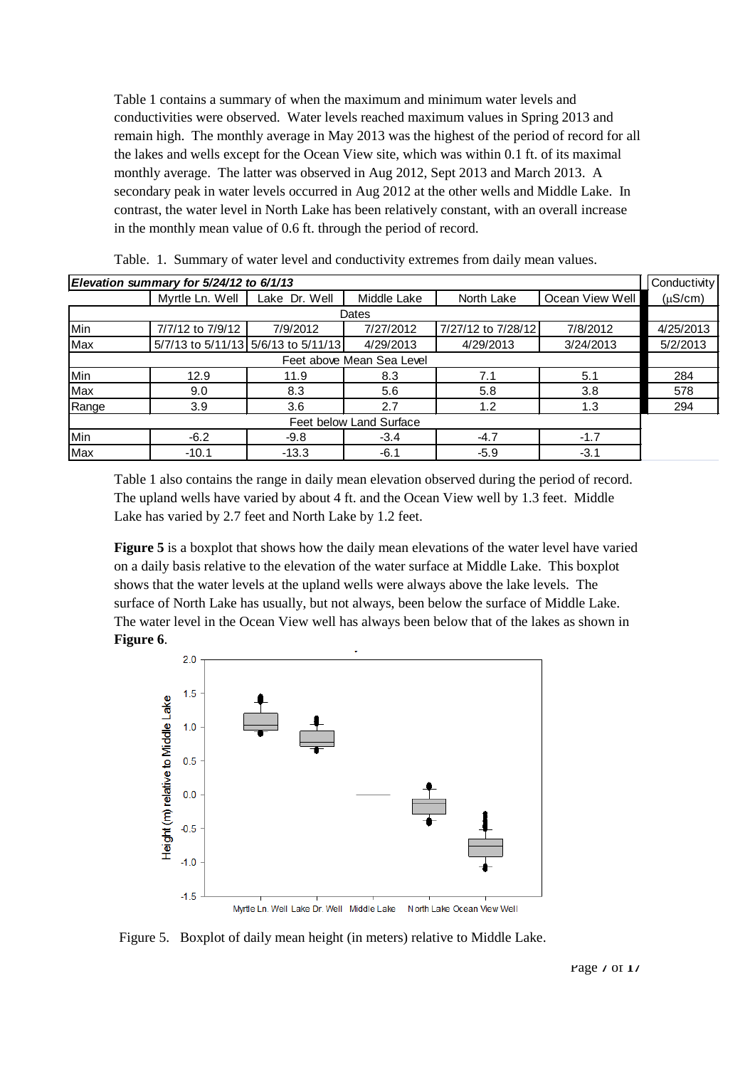Table 1 contains a summary of when the maximum and minimum water levels and conductivities were observed. Water levels reached maximum values in Spring 2013 and remain high. The monthly average in May 2013 was the highest of the period of record for all the lakes and wells except for the Ocean View site, which was within 0.1 ft. of its maximal monthly average. The latter was observed in Aug 2012, Sept 2013 and March 2013. A secondary peak in water levels occurred in Aug 2012 at the other wells and Middle Lake. In contrast, the water level in North Lake has been relatively constant, with an overall increase in the monthly mean value of 0.6 ft. through the period of record.

Table. 1. Summary of water level and conductivity extremes from daily mean values.

| ***Elevation summary for 5/24/12 to 6/1/13*** | | | | | | Conductivity |
|---|---|---|---|---|---|---|
| | Myrtle Ln. Well | Lake Dr. Well | Middle Lake | North Lake | Ocean View Well | (µS/cm) |
| Dates | | | | | | |
| Min | 7/7/12 to 7/9/12 | 7/9/2012 | 7/27/2012 | 7/27/12 to 7/28/12 | 7/8/2012 | 4/25/2013 |
| Max | 5/7/13 to 5/11/13 | 5/6/13 to 5/11/13 | 4/29/2013 | 4/29/2013 | 3/24/2013 | 5/2/2013 |
| Feet above Mean Sea Level | | | | | | |
| Min | 12.9 | 11.9 | 8.3 | 7.1 | 5.1 | 284 |
| Max | 9.0 | 8.3 | 5.6 | 5.8 | 3.8 | 578 |
| Range | 3.9 | 3.6 | 2.7 | 1.2 | 1.3 | 294 |
| Feet below Land Surface | | | | | | |
| Min | -6.2 | -9.8 | -3.4 | -4.7 | -1.7 | |
| Max | -10.1 | -13.3 | -6.1 | -5.9 | -3.1 | |

Table 1 also contains the range in daily mean elevation observed during the period of record. The upland wells have varied by about 4 ft. and the Ocean View well by 1.3 feet. Middle Lake has varied by 2.7 feet and North Lake by 1.2 feet.

**Figure 5** is a boxplot that shows how the daily mean elevations of the water level have varied on a daily basis relative to the elevation of the water surface at Middle Lake. This boxplot shows that the water levels at the upland wells were always above the lake levels. The surface of North Lake has usually, but not always, been below the surface of Middle Lake. The water level in the Ocean View well has always been below that of the lakes as shown in **Figure 6**.

Figure 5. Boxplot of daily mean height (in meters) relative to Middle Lake.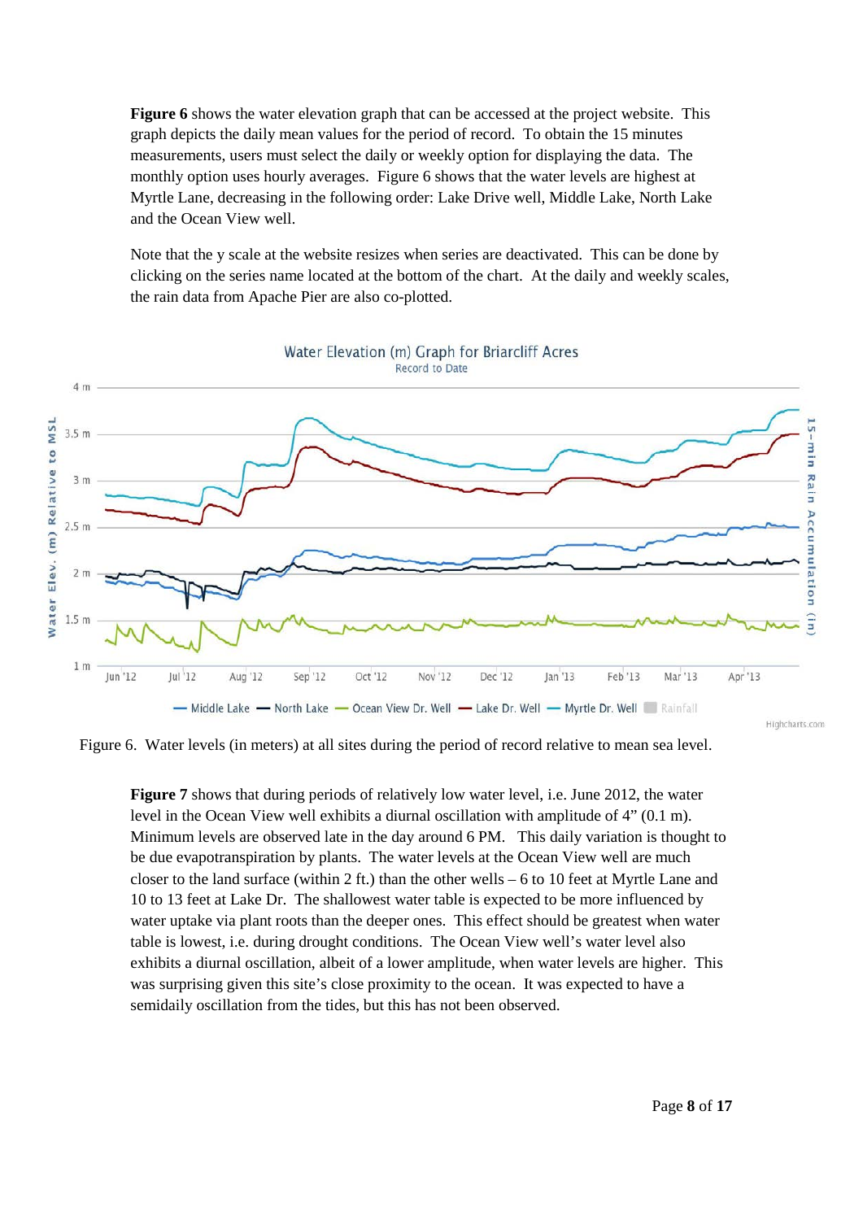**Figure 6** shows the water elevation graph that can be accessed at the project website. This graph depicts the daily mean values for the period of record. To obtain the 15 minutes measurements, users must select the daily or weekly option for displaying the data. The monthly option uses hourly averages. Figure 6 shows that the water levels are highest at Myrtle Lane, decreasing in the following order: Lake Drive well, Middle Lake, North Lake and the Ocean View well.

Note that the y scale at the website resizes when series are deactivated. This can be done by clicking on the series name located at the bottom of the chart. At the daily and weekly scales, the rain data from Apache Pier are also co-plotted.

Figure 6. Water levels (in meters) at all sites during the period of record relative to mean sea level.

**Figure 7** shows that during periods of relatively low water level, i.e. June 2012, the water level in the Ocean View well exhibits a diurnal oscillation with amplitude of 4" (0.1 m). Minimum levels are observed late in the day around 6 PM. This daily variation is thought to be due evapotranspiration by plants. The water levels at the Ocean View well are much closer to the land surface (within 2 ft.) than the other wells – 6 to 10 feet at Myrtle Lane and 10 to 13 feet at Lake Dr. The shallowest water table is expected to be more influenced by water uptake via plant roots than the deeper ones. This effect should be greatest when water table is lowest, i.e. during drought conditions. The Ocean View well's water level also exhibits a diurnal oscillation, albeit of a lower amplitude, when water levels are higher. This was surprising given this site's close proximity to the ocean. It was expected to have a semidaily oscillation from the tides, but this has not been observed.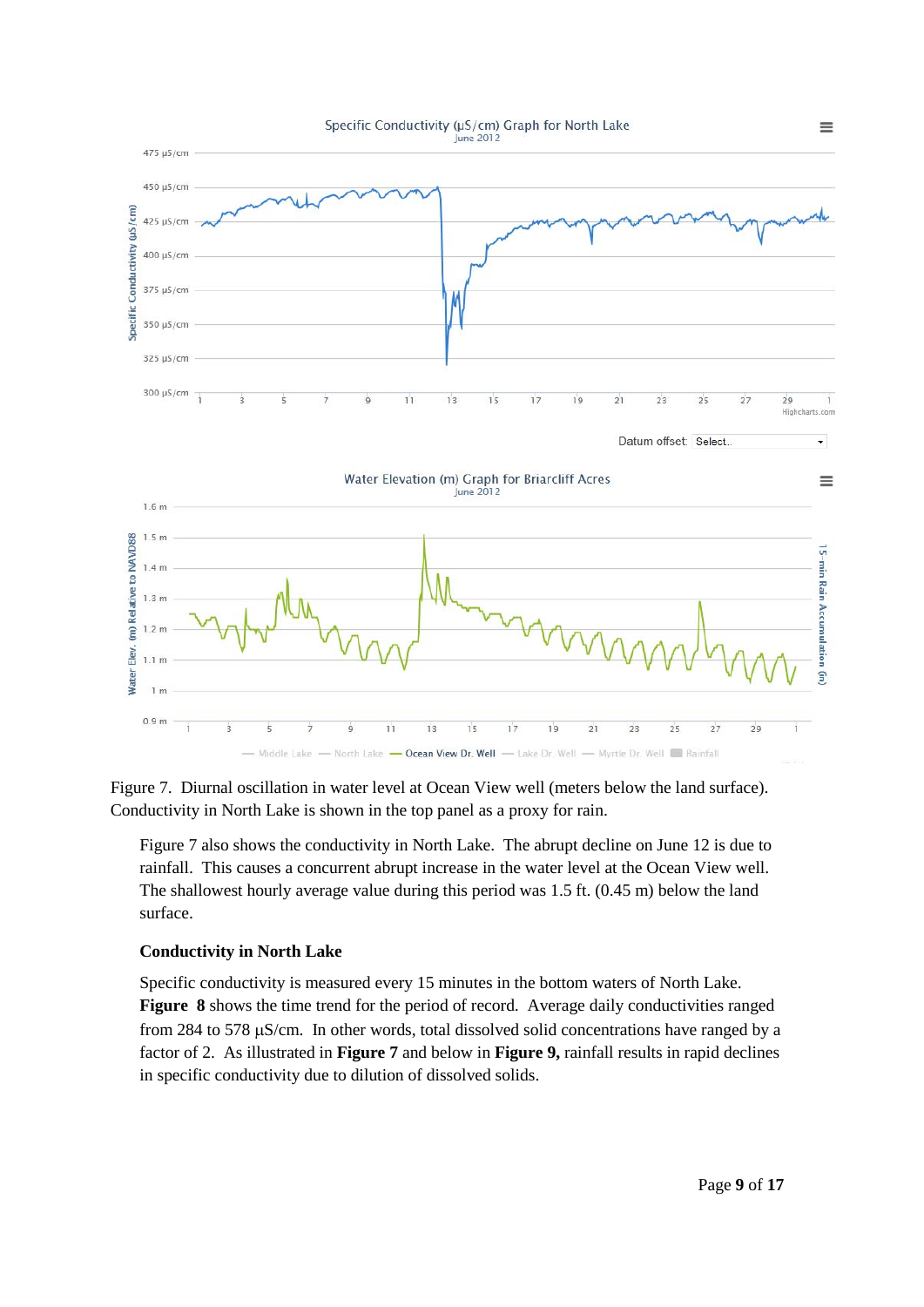Figure 7. Diurnal oscillation in water level at Ocean View well (meters below the land surface). Conductivity in North Lake is shown in the top panel as a proxy for rain.

Figure 7 also shows the conductivity in North Lake. The abrupt decline on June 12 is due to rainfall. This causes a concurrent abrupt increase in the water level at the Ocean View well. The shallowest hourly average value during this period was 1.5 ft. (0.45 m) below the land surface.

### Conductivity in North Lake

Specific conductivity is measured every 15 minutes in the bottom waters of North Lake. **Figure 8** shows the time trend for the period of record. Average daily conductivities ranged from 284 to 578 µS/cm. In other words, total dissolved solid concentrations have ranged by a factor of 2. As illustrated in **Figure 7** and below in **Figure 9,** rainfall results in rapid declines in specific conductivity due to dilution of dissolved solids.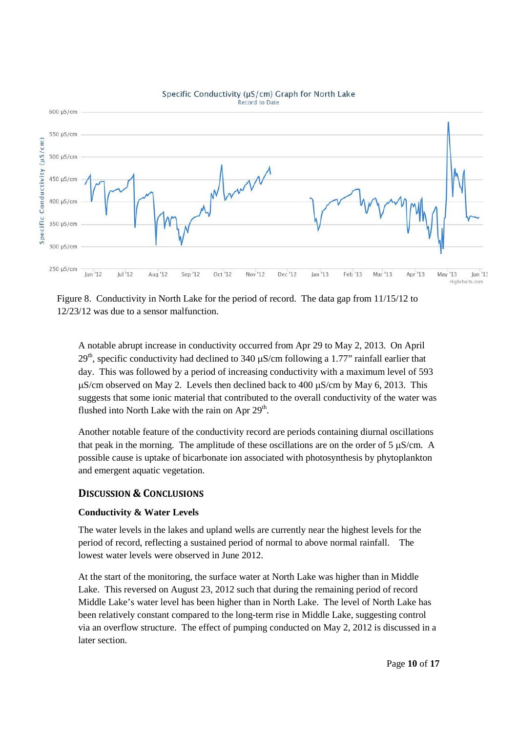Figure 8. Conductivity in North Lake for the period of record. The data gap from 11/15/12 to 12/23/12 was due to a sensor malfunction.

A notable abrupt increase in conductivity occurred from Apr 29 to May 2, 2013. On April 29th, specific conductivity had declined to 340 μS/cm following a 1.77" rainfall earlier that day. This was followed by a period of increasing conductivity with a maximum level of 593 μS/cm observed on May 2. Levels then declined back to 400 μS/cm by May 6, 2013. This suggests that some ionic material that contributed to the overall conductivity of the water was flushed into North Lake with the rain on Apr 29th.

Another notable feature of the conductivity record are periods containing diurnal oscillations that peak in the morning. The amplitude of these oscillations are on the order of 5 μS/cm. A possible cause is uptake of bicarbonate ion associated with photosynthesis by phytoplankton and emergent aquatic vegetation.

## Discussion & Conclusions

### Conductivity & Water Levels

The water levels in the lakes and upland wells are currently near the highest levels for the period of record, reflecting a sustained period of normal to above normal rainfall. The lowest water levels were observed in June 2012.

At the start of the monitoring, the surface water at North Lake was higher than in Middle Lake. This reversed on August 23, 2012 such that during the remaining period of record Middle Lake's water level has been higher than in North Lake. The level of North Lake has been relatively constant compared to the long-term rise in Middle Lake, suggesting control via an overflow structure. The effect of pumping conducted on May 2, 2012 is discussed in a later section.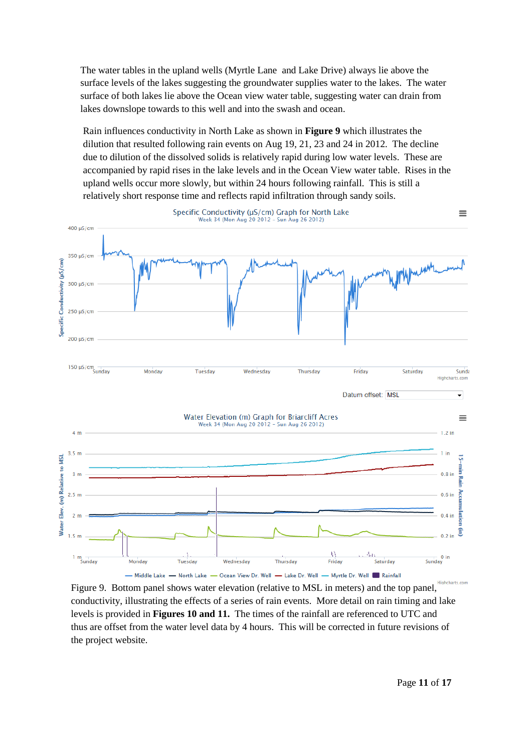The water tables in the upland wells (Myrtle Lane  and Lake Drive) always lie above the surface levels of the lakes suggesting the groundwater supplies water to the lakes.  The water surface of both lakes lie above the Ocean view water table, suggesting water can drain from lakes downslope towards to this well and into the swash and ocean.

Rain influences conductivity in North Lake as shown in **Figure 9** which illustrates the dilution that resulted following rain events on Aug 19, 21, 23 and 24 in 2012.  The decline due to dilution of the dissolved solids is relatively rapid during low water levels.  These are accompanied by rapid rises in the lake levels and in the Ocean View water table.  Rises in the upland wells occur more slowly, but within 24 hours following rainfall.  This is still a relatively short response time and reflects rapid infiltration through sandy soils.

Figure 9.  Bottom panel shows water elevation (relative to MSL in meters) and the top panel, conductivity, illustrating the effects of a series of rain events.  More detail on rain timing and lake levels is provided in **Figures 10 and 11.**  The times of the rainfall are referenced to UTC and thus are offset from the water level data by 4 hours.  This will be corrected in future revisions of the project website.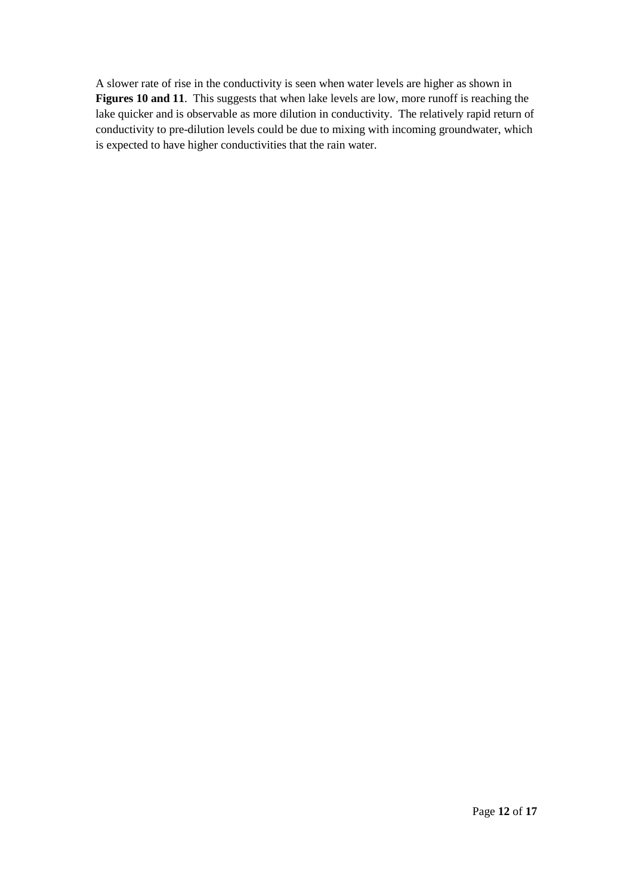A slower rate of rise in the conductivity is seen when water levels are higher as shown in **Figures 10 and 11**. This suggests that when lake levels are low, more runoff is reaching the lake quicker and is observable as more dilution in conductivity. The relatively rapid return of conductivity to pre-dilution levels could be due to mixing with incoming groundwater, which is expected to have higher conductivities that the rain water.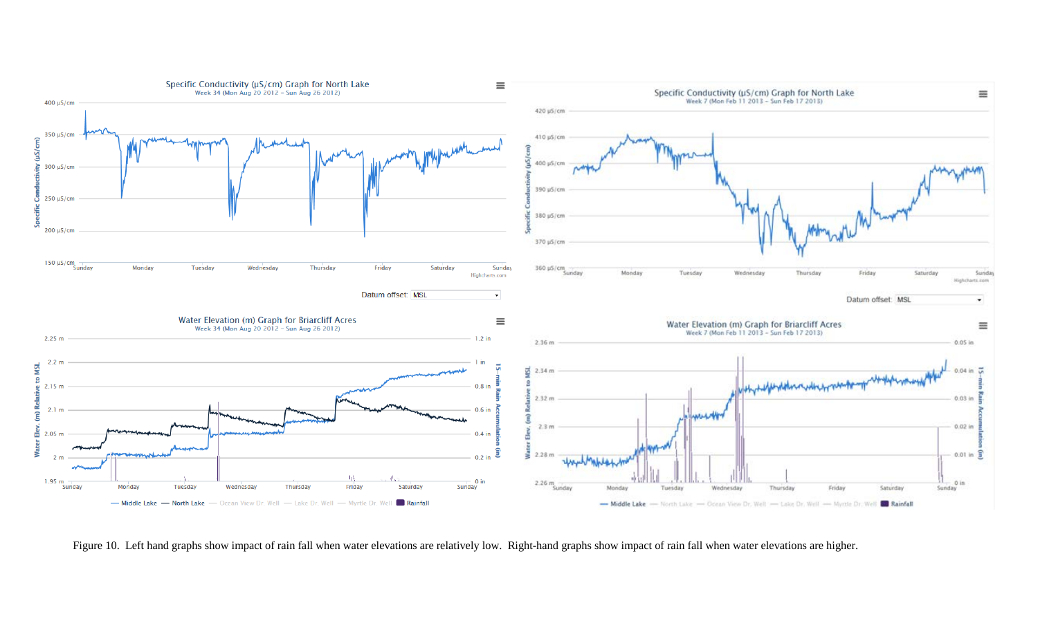Figure 10. Left hand graphs show impact of rain fall when water elevations are relatively low. Right-hand graphs show impact of rain fall when water elevations are higher.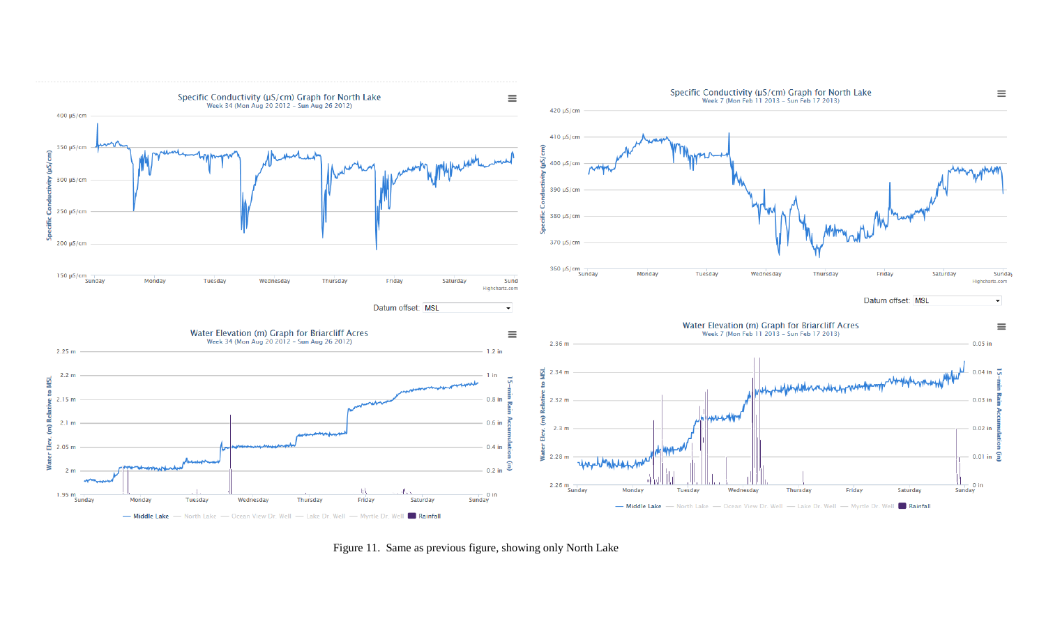Figure 11. Same as previous figure, showing only North Lake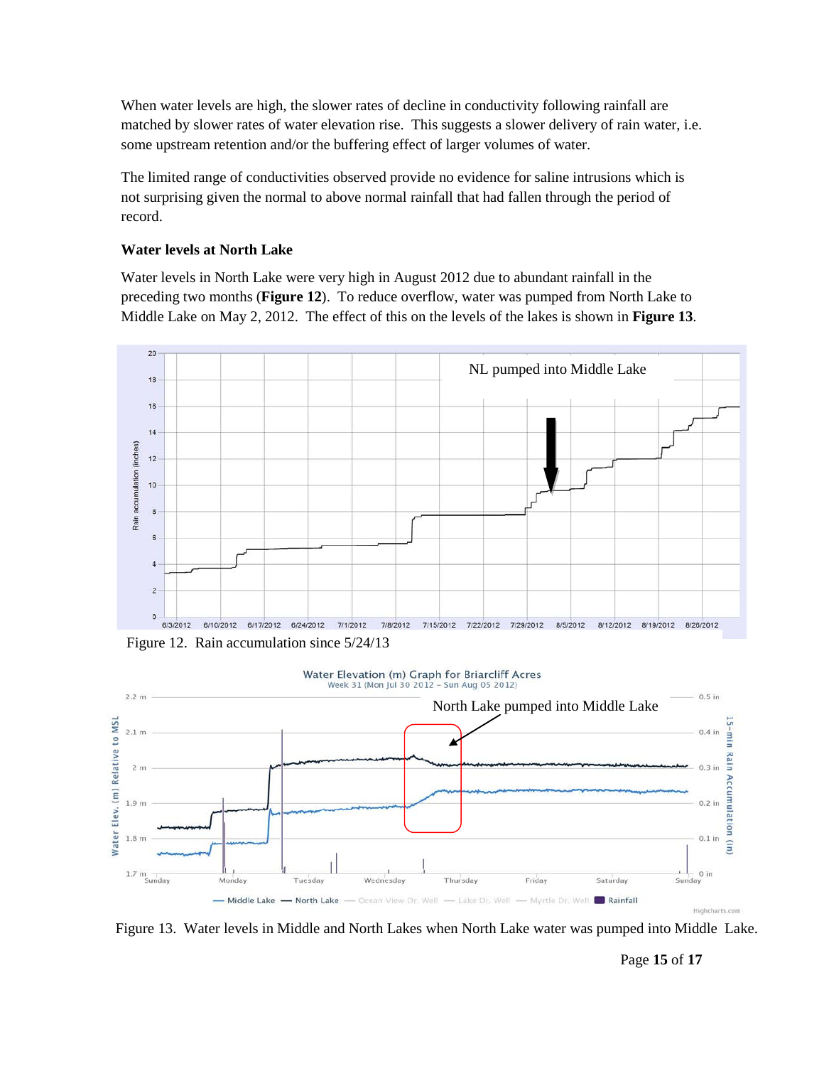When water levels are high, the slower rates of decline in conductivity following rainfall are matched by slower rates of water elevation rise. This suggests a slower delivery of rain water, i.e. some upstream retention and/or the buffering effect of larger volumes of water.

The limited range of conductivities observed provide no evidence for saline intrusions which is not surprising given the normal to above normal rainfall that had fallen through the period of record.

### Water levels at North Lake

Water levels in North Lake were very high in August 2012 due to abundant rainfall in the preceding two months (**Figure 12**). To reduce overflow, water was pumped from North Lake to Middle Lake on May 2, 2012. The effect of this on the levels of the lakes is shown in **Figure 13**.

Figure 12. Rain accumulation since 5/24/13

Figure 13. Water levels in Middle and North Lakes when North Lake water was pumped into Middle Lake.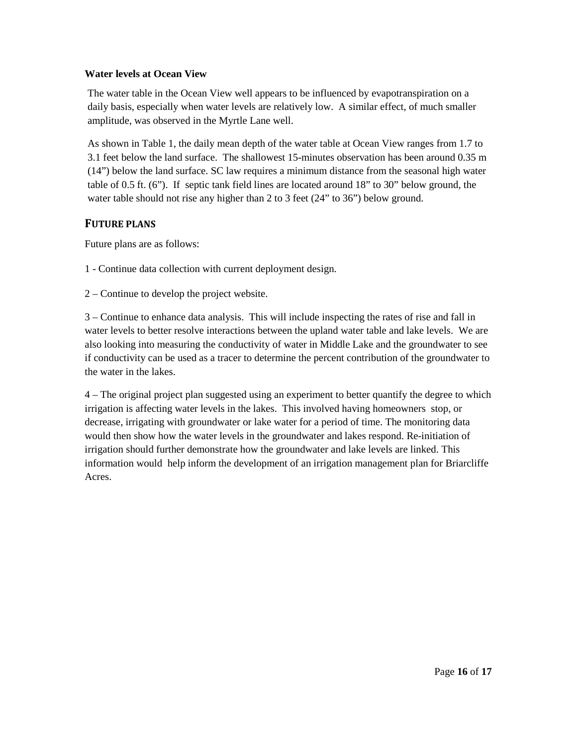### Water levels at Ocean View

The water table in the Ocean View well appears to be influenced by evapotranspiration on a daily basis, especially when water levels are relatively low. A similar effect, of much smaller amplitude, was observed in the Myrtle Lane well.

As shown in Table 1, the daily mean depth of the water table at Ocean View ranges from 1.7 to 3.1 feet below the land surface. The shallowest 15-minutes observation has been around 0.35 m (14") below the land surface. SC law requires a minimum distance from the seasonal high water table of 0.5 ft. (6"). If septic tank field lines are located around 18" to 30" below ground, the water table should not rise any higher than 2 to 3 feet (24" to 36") below ground.

## FUTURE PLANS

Future plans are as follows:

1 - Continue data collection with current deployment design.

2 – Continue to develop the project website.

3 – Continue to enhance data analysis. This will include inspecting the rates of rise and fall in water levels to better resolve interactions between the upland water table and lake levels. We are also looking into measuring the conductivity of water in Middle Lake and the groundwater to see if conductivity can be used as a tracer to determine the percent contribution of the groundwater to the water in the lakes.

4 – The original project plan suggested using an experiment to better quantify the degree to which irrigation is affecting water levels in the lakes. This involved having homeowners stop, or decrease, irrigating with groundwater or lake water for a period of time. The monitoring data would then show how the water levels in the groundwater and lakes respond. Re-initiation of irrigation should further demonstrate how the groundwater and lake levels are linked. This information would help inform the development of an irrigation management plan for Briarcliffe Acres.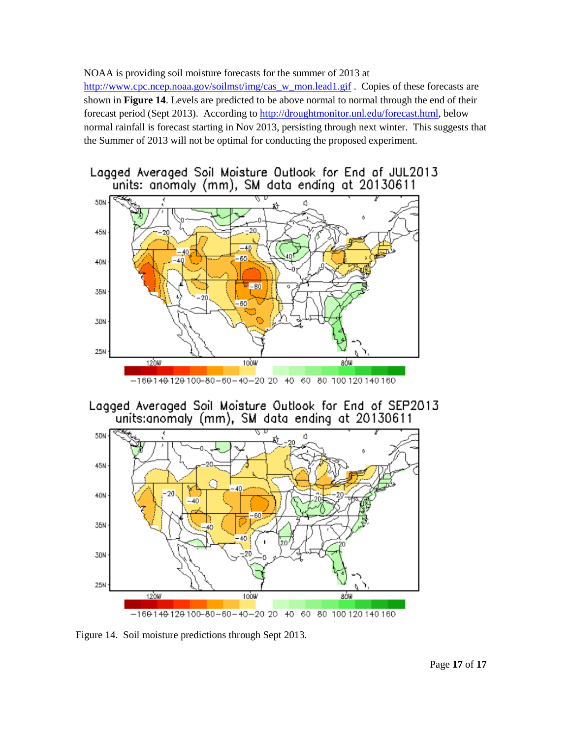NOAA is providing soil moisture forecasts for the summer of 2013 at http://www.cpc.ncep.noaa.gov/soilmst/img/cas_w_mon.lead1.gif . Copies of these forecasts are shown in **Figure 14**. Levels are predicted to be above normal to normal through the end of their forecast period (Sept 2013). According to http://droughtmonitor.unl.edu/forecast.html, below normal rainfall is forecast starting in Nov 2013, persisting through next winter. This suggests that the Summer of 2013 will not be optimal for conducting the proposed experiment.

Lagged Averaged Soil Moisture Outlook for End of JUL2013
units: anomaly (mm), SM data ending at 20130611

50N
45N
40N
35N
30N
25N
120W
100W
80W
−20
−40
−60
−80
0
40
−160 −140 −120 −100 −80 −60 −40 −20 20 40 60 80 100 120 140 160

Lagged Averaged Soil Moisture Outlook for End of SEP2013
units:anomaly (mm), SM data ending at 20130611

50N
45N
40N
35N
30N
25N
120W
100W
80W
−20
−40
−60
0
20
−160 −140 −120 −100 −80 −60 −40 −20 20 40 60 80 100 120 140 160

Figure 14. Soil moisture predictions through Sept 2013.